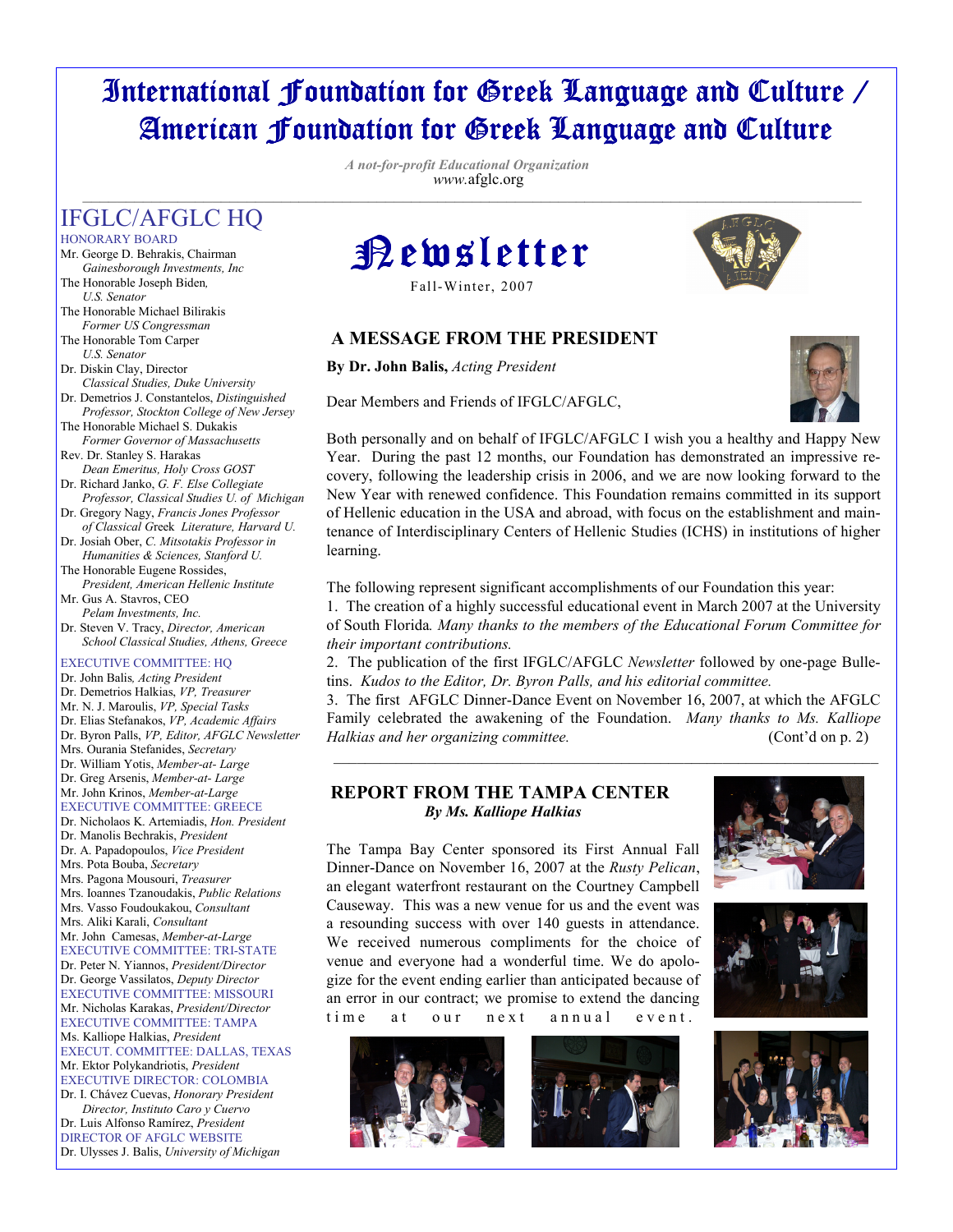# International Foundation for Greek Language and Culture / American Foundation for Greek Language and Culture

*A not-for-profit Educational Organization*
*www.*afglc.org

## IFGLC/AFGLC HQ

HONORARY BOARD

Mr. George D. Behrakis, Chairman
*Gainesborough Investments, Inc*
The Honorable Joseph Biden*,*
*U.S. Senator*
The Honorable Michael Bilirakis
*Former US Congressman*
The Honorable Tom Carper
*U.S. Senator*
Dr. Diskin Clay, Director
*Classical Studies, Duke University*
Dr. Demetrios J. Constantelos, *Distinguished Professor, Stockton College of New Jersey*
The Honorable Michael S. Dukakis
*Former Governor of Massachusetts*
Rev. Dr. Stanley S. Harakas
*Dean Emeritus, Holy Cross GOST*
Dr. Richard Janko, *G. F. Else Collegiate Professor, Classical Studies U. of Michigan*
Dr. Gregory Nagy, *Francis Jones Professor of Classical* Greek *Literature, Harvard U.*
Dr. Josiah Ober, *C. Mitsotakis Professor in Humanities & Sciences, Stanford U.*
The Honorable Eugene Rossides,
*President, American Hellenic Institute*
Mr. Gus A. Stavros, CEO
*Pelam Investments, Inc.*
Dr. Steven V. Tracy, *Director, American School Classical Studies, Athens, Greece*

EXECUTIVE COMMITTEE: HQ

Dr. John Balis*, Acting President*
Dr. Demetrios Halkias, *VP, Treasurer*
Mr. N. J. Maroulis, *VP, Special Tasks*
Dr. Elias Stefanakos, *VP, Academic Affairs*
Dr. Byron Palls, *VP, Editor, AFGLC Newsletter*
Mrs. Ourania Stefanides, *Secretary*
Dr. William Yotis, *Member-at- Large*
Dr. Greg Arsenis, *Member-at- Large*
Mr. John Krinos, *Member-at-Large*

EXECUTIVE COMMITTEE: GREECE

Dr. Nicholaos K. Artemiadis, *Hon. President*
Dr. Manolis Bechrakis, *President*
Dr. A. Papadopoulos, *Vice President*
Mrs. Pota Bouba, *Secretary*
Mrs. Pagona Mousouri, *Treasurer*
Mrs. Ioannes Tzanoudakis, *Public Relations*
Mrs. Vasso Foudoukakou, *Consultant*
Mrs. Aliki Karali, *Consultant*
Mr. John Camesas, *Member-at-Large*

EXECUTIVE COMMITTEE: TRI-STATE

Dr. Peter N. Yiannos, *President/Director*
Dr. George Vassilatos, *Deputy Director*

EXECUTIVE COMMITTEE: MISSOURI

Mr. Nicholas Karakas, *President/Director*

EXECUTIVE COMMITTEE: TAMPA

Ms. Kalliope Halkias, *President*

EXECUT. COMMITTEE: DALLAS, TEXAS

Mr. Ektor Polykandriotis, *President*

EXECUTIVE DIRECTOR: COLOMBIA

Dr. I. Chávez Cuevas, *Honorary President Director, Instituto Caro y Cuervo*
Dr. Luis Alfonso Ramírez, *President*

DIRECTOR OF AFGLC WEBSITE

Dr. Ulysses J. Balis, *University of Michigan*

# Newsletter

Fall-Winter, 2007

## A MESSAGE FROM THE PRESIDENT

**By Dr. John Balis,** *Acting President*

Dear Members and Friends of IFGLC/AFGLC,

Both personally and on behalf of IFGLC/AFGLC I wish you a healthy and Happy New Year. During the past 12 months, our Foundation has demonstrated an impressive recovery, following the leadership crisis in 2006, and we are now looking forward to the New Year with renewed confidence. This Foundation remains committed in its support of Hellenic education in the USA and abroad, with focus on the establishment and maintenance of Interdisciplinary Centers of Hellenic Studies (ICHS) in institutions of higher learning.

The following represent significant accomplishments of our Foundation this year:

1. The creation of a highly successful educational event in March 2007 at the University of South Florida*. Many thanks to the members of the Educational Forum Committee for their important contributions.*
2. The publication of the first IFGLC/AFGLC *Newsletter* followed by one-page Bulletins. *Kudos to the Editor, Dr. Byron Palls, and his editorial committee.*
3. The first AFGLC Dinner-Dance Event on November 16, 2007, at which the AFGLC Family celebrated the awakening of the Foundation. *Many thanks to Ms. Kalliope Halkias and her organizing committee.*

(Cont'd on p. 2)

## REPORT FROM THE TAMPA CENTER

***By Ms. Kalliope Halkias***

The Tampa Bay Center sponsored its First Annual Fall Dinner-Dance on November 16, 2007 at the *Rusty Pelican*, an elegant waterfront restaurant on the Courtney Campbell Causeway. This was a new venue for us and the event was a resounding success with over 140 guests in attendance. We received numerous compliments for the choice of venue and everyone had a wonderful time. We do apologize for the event ending earlier than anticipated because of an error in our contract; we promise to extend the dancing time at our next annual event.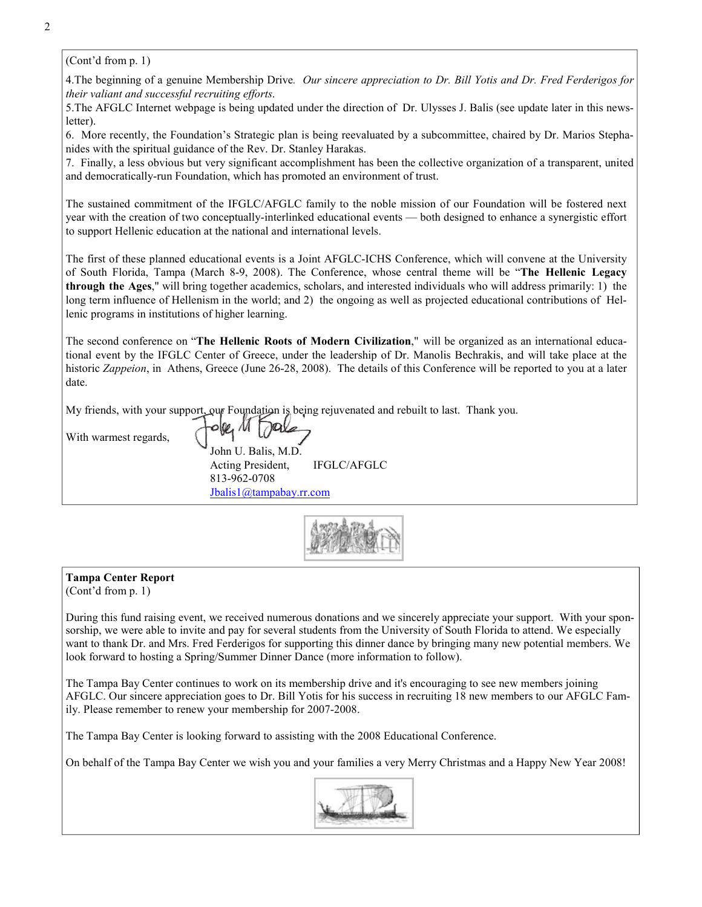(Cont'd from p. 1)

4.The beginning of a genuine Membership Drive. *Our sincere appreciation to Dr. Bill Yotis and Dr. Fred Ferderigos for their valiant and successful recruiting efforts*.

5.The AFGLC Internet webpage is being updated under the direction of Dr. Ulysses J. Balis (see update later in this newsletter).

6. More recently, the Foundation's Strategic plan is being reevaluated by a subcommittee, chaired by Dr. Marios Stephanides with the spiritual guidance of the Rev. Dr. Stanley Harakas.

7. Finally, a less obvious but very significant accomplishment has been the collective organization of a transparent, united and democratically-run Foundation, which has promoted an environment of trust.

The sustained commitment of the IFGLC/AFGLC family to the noble mission of our Foundation will be fostered next year with the creation of two conceptually-interlinked educational events — both designed to enhance a synergistic effort to support Hellenic education at the national and international levels.

The first of these planned educational events is a Joint AFGLC-ICHS Conference, which will convene at the University of South Florida, Tampa (March 8-9, 2008). The Conference, whose central theme will be "**The Hellenic Legacy through the Ages**," will bring together academics, scholars, and interested individuals who will address primarily: 1) the long term influence of Hellenism in the world; and 2) the ongoing as well as projected educational contributions of Hellenic programs in institutions of higher learning.

The second conference on "**The Hellenic Roots of Modern Civilization**," will be organized as an international educational event by the IFGLC Center of Greece, under the leadership of Dr. Manolis Bechrakis, and will take place at the historic *Zappeion*, in Athens, Greece (June 26-28, 2008). The details of this Conference will be reported to you at a later date.

My friends, with your support, our Foundation is being rejuvenated and rebuilt to last. Thank you.

With warmest regards,

John U. Balis, M.D.
Acting President, IFGLC/AFGLC
813-962-0708
Jbalis1@tampabay.rr.com

**Tampa Center Report**
(Cont'd from p. 1)

During this fund raising event, we received numerous donations and we sincerely appreciate your support. With your sponsorship, we were able to invite and pay for several students from the University of South Florida to attend. We especially want to thank Dr. and Mrs. Fred Ferderigos for supporting this dinner dance by bringing many new potential members. We look forward to hosting a Spring/Summer Dinner Dance (more information to follow).

The Tampa Bay Center continues to work on its membership drive and it's encouraging to see new members joining AFGLC. Our sincere appreciation goes to Dr. Bill Yotis for his success in recruiting 18 new members to our AFGLC Family. Please remember to renew your membership for 2007-2008.

The Tampa Bay Center is looking forward to assisting with the 2008 Educational Conference.

On behalf of the Tampa Bay Center we wish you and your families a very Merry Christmas and a Happy New Year 2008!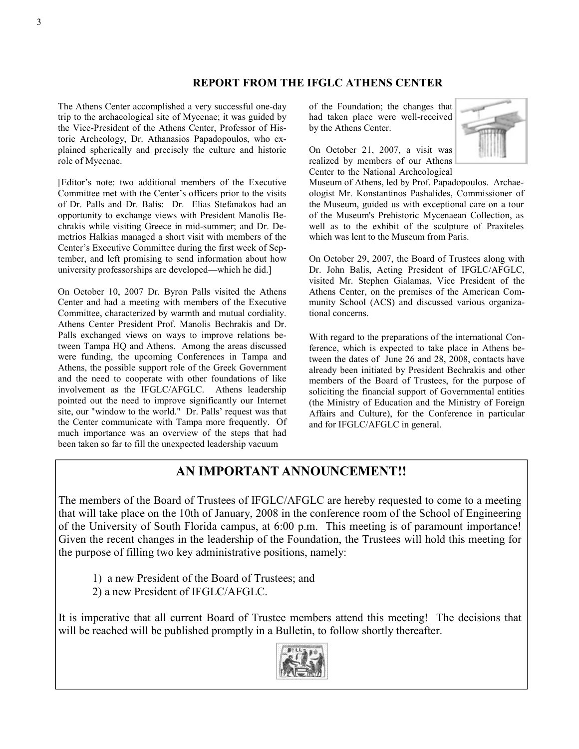## REPORT FROM THE IFGLC ATHENS CENTER

The Athens Center accomplished a very successful one-day trip to the archaeological site of Mycenae; it was guided by the Vice-President of the Athens Center, Professor of Historic Archeology, Dr. Athanasios Papadopoulos, who explained spherically and precisely the culture and historic role of Mycenae.

[Editor's note: two additional members of the Executive Committee met with the Center's officers prior to the visits of Dr. Palls and Dr. Balis: Dr. Elias Stefanakos had an opportunity to exchange views with President Manolis Bechrakis while visiting Greece in mid-summer; and Dr. Demetrios Halkias managed a short visit with members of the Center's Executive Committee during the first week of September, and left promising to send information about how university professorships are developed—which he did.]

On October 10, 2007 Dr. Byron Palls visited the Athens Center and had a meeting with members of the Executive Committee, characterized by warmth and mutual cordiality. Athens Center President Prof. Manolis Bechrakis and Dr. Palls exchanged views on ways to improve relations between Tampa HQ and Athens. Among the areas discussed were funding, the upcoming Conferences in Tampa and Athens, the possible support role of the Greek Government and the need to cooperate with other foundations of like involvement as the IFGLC/AFGLC. Athens leadership pointed out the need to improve significantly our Internet site, our "window to the world." Dr. Palls' request was that the Center communicate with Tampa more frequently. Of much importance was an overview of the steps that had been taken so far to fill the unexpected leadership vacuum of the Foundation; the changes that had taken place were well-received by the Athens Center.

On October 21, 2007, a visit was realized by members of our Athens Center to the National Archeological Museum of Athens, led by Prof. Papadopoulos. Archaeologist Mr. Konstantinos Pashalides, Commissioner of the Museum, guided us with exceptional care on a tour of the Museum's Prehistoric Mycenaean Collection, as well as to the exhibit of the sculpture of Praxiteles which was lent to the Museum from Paris.

On October 29, 2007, the Board of Trustees along with Dr. John Balis, Acting President of IFGLC/AFGLC, visited Mr. Stephen Gialamas, Vice President of the Athens Center, on the premises of the American Community School (ACS) and discussed various organizational concerns.

With regard to the preparations of the international Conference, which is expected to take place in Athens between the dates of June 26 and 28, 2008, contacts have already been initiated by President Bechrakis and other members of the Board of Trustees, for the purpose of soliciting the financial support of Governmental entities (the Ministry of Education and the Ministry of Foreign Affairs and Culture), for the Conference in particular and for IFGLC/AFGLC in general.

## AN IMPORTANT ANNOUNCEMENT!!

The members of the Board of Trustees of IFGLC/AFGLC are hereby requested to come to a meeting that will take place on the 10th of January, 2008 in the conference room of the School of Engineering of the University of South Florida campus, at 6:00 p.m. This meeting is of paramount importance! Given the recent changes in the leadership of the Foundation, the Trustees will hold this meeting for the purpose of filling two key administrative positions, namely:

1) a new President of the Board of Trustees; and
2) a new President of IFGLC/AFGLC.

It is imperative that all current Board of Trustee members attend this meeting! The decisions that will be reached will be published promptly in a Bulletin, to follow shortly thereafter.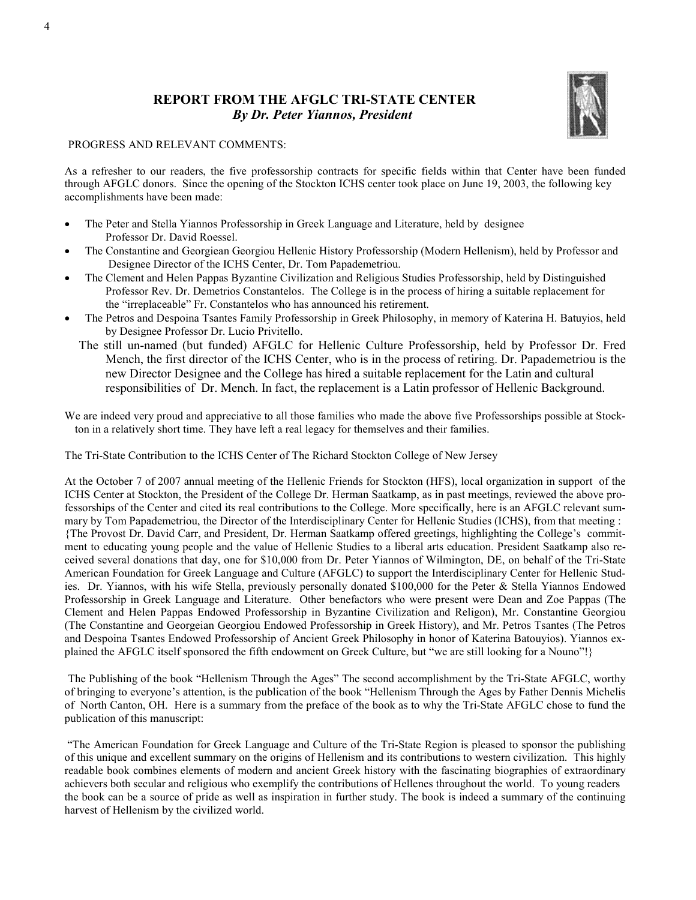## REPORT FROM THE AFGLC TRI-STATE CENTER
***By Dr. Peter Yiannos, President***

PROGRESS AND RELEVANT COMMENTS:

As a refresher to our readers, the five professorship contracts for specific fields within that Center have been funded through AFGLC donors. Since the opening of the Stockton ICHS center took place on June 19, 2003, the following key accomplishments have been made:

- The Peter and Stella Yiannos Professorship in Greek Language and Literature, held by designee Professor Dr. David Roessel.
- The Constantine and Georgiean Georgiou Hellenic History Professorship (Modern Hellenism), held by Professor and Designee Director of the ICHS Center, Dr. Tom Papademetriou.
- The Clement and Helen Pappas Byzantine Civilization and Religious Studies Professorship, held by Distinguished Professor Rev. Dr. Demetrios Constantelos. The College is in the process of hiring a suitable replacement for the "irreplaceable" Fr. Constantelos who has announced his retirement.
- The Petros and Despoina Tsantes Family Professorship in Greek Philosophy, in memory of Katerina H. Batuyios, held by Designee Professor Dr. Lucio Privitello.
- The still un-named (but funded) AFGLC for Hellenic Culture Professorship, held by Professor Dr. Fred Mench, the first director of the ICHS Center, who is in the process of retiring. Dr. Papademetriou is the new Director Designee and the College has hired a suitable replacement for the Latin and cultural responsibilities of Dr. Mench. In fact, the replacement is a Latin professor of Hellenic Background.

We are indeed very proud and appreciative to all those families who made the above five Professorships possible at Stockton in a relatively short time. They have left a real legacy for themselves and their families.

The Tri-State Contribution to the ICHS Center of The Richard Stockton College of New Jersey

At the October 7 of 2007 annual meeting of the Hellenic Friends for Stockton (HFS), local organization in support of the ICHS Center at Stockton, the President of the College Dr. Herman Saatkamp, as in past meetings, reviewed the above professorships of the Center and cited its real contributions to the College. More specifically, here is an AFGLC relevant summary by Tom Papademetriou, the Director of the Interdisciplinary Center for Hellenic Studies (ICHS), from that meeting : {The Provost Dr. David Carr, and President, Dr. Herman Saatkamp offered greetings, highlighting the College's commitment to educating young people and the value of Hellenic Studies to a liberal arts education. President Saatkamp also received several donations that day, one for $10,000 from Dr. Peter Yiannos of Wilmington, DE, on behalf of the Tri-State American Foundation for Greek Language and Culture (AFGLC) to support the Interdisciplinary Center for Hellenic Studies. Dr. Yiannos, with his wife Stella, previously personally donated $100,000 for the Peter & Stella Yiannos Endowed Professorship in Greek Language and Literature. Other benefactors who were present were Dean and Zoe Pappas (The Clement and Helen Pappas Endowed Professorship in Byzantine Civilization and Religon), Mr. Constantine Georgiou (The Constantine and Georgeian Georgiou Endowed Professorship in Greek History), and Mr. Petros Tsantes (The Petros and Despoina Tsantes Endowed Professorship of Ancient Greek Philosophy in honor of Katerina Batouyios). Yiannos explained the AFGLC itself sponsored the fifth endowment on Greek Culture, but "we are still looking for a Nouno"!}

The Publishing of the book "Hellenism Through the Ages" The second accomplishment by the Tri-State AFGLC, worthy of bringing to everyone's attention, is the publication of the book "Hellenism Through the Ages by Father Dennis Michelis of North Canton, OH. Here is a summary from the preface of the book as to why the Tri-State AFGLC chose to fund the publication of this manuscript:

"The American Foundation for Greek Language and Culture of the Tri-State Region is pleased to sponsor the publishing of this unique and excellent summary on the origins of Hellenism and its contributions to western civilization. This highly readable book combines elements of modern and ancient Greek history with the fascinating biographies of extraordinary achievers both secular and religious who exemplify the contributions of Hellenes throughout the world. To young readers the book can be a source of pride as well as inspiration in further study. The book is indeed a summary of the continuing harvest of Hellenism by the civilized world.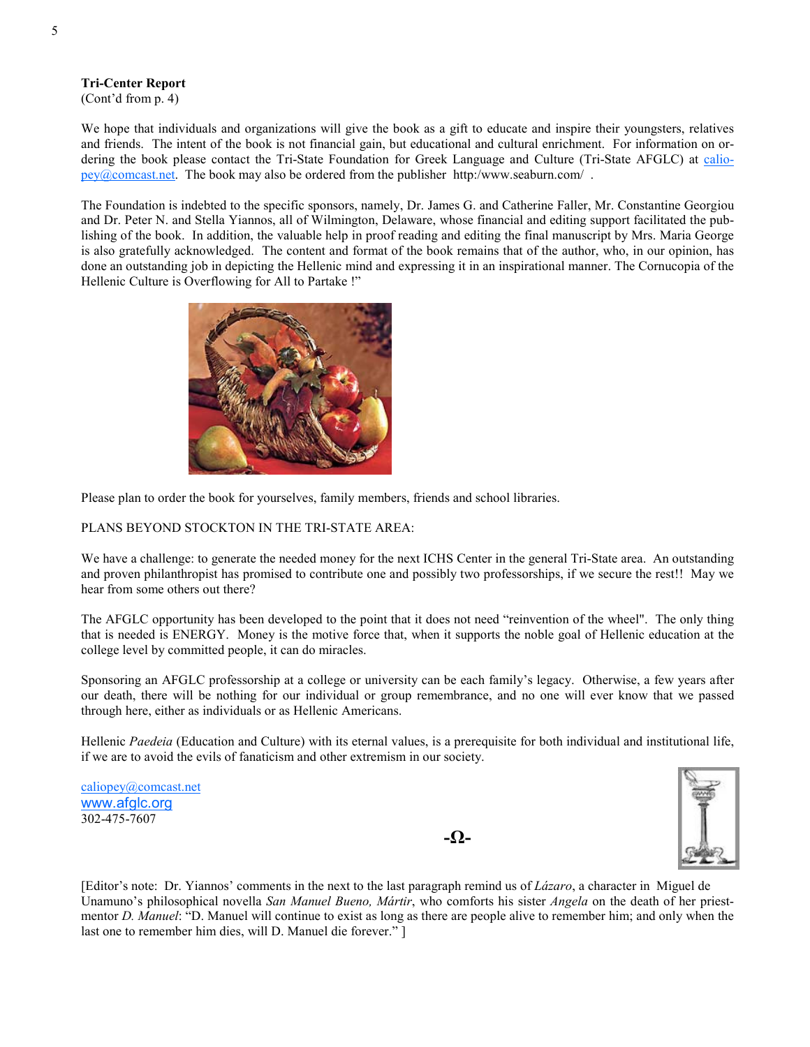**Tri-Center Report**
(Cont'd from p. 4)

We hope that individuals and organizations will give the book as a gift to educate and inspire their youngsters, relatives and friends. The intent of the book is not financial gain, but educational and cultural enrichment. For information on ordering the book please contact the Tri-State Foundation for Greek Language and Culture (Tri-State AFGLC) at caliopey@comcast.net. The book may also be ordered from the publisher http:/www.seaburn.com/ .

The Foundation is indebted to the specific sponsors, namely, Dr. James G. and Catherine Faller, Mr. Constantine Georgiou and Dr. Peter N. and Stella Yiannos, all of Wilmington, Delaware, whose financial and editing support facilitated the publishing of the book. In addition, the valuable help in proof reading and editing the final manuscript by Mrs. Maria George is also gratefully acknowledged. The content and format of the book remains that of the author, who, in our opinion, has done an outstanding job in depicting the Hellenic mind and expressing it in an inspirational manner. The Cornucopia of the Hellenic Culture is Overflowing for All to Partake !"

Please plan to order the book for yourselves, family members, friends and school libraries.

PLANS BEYOND STOCKTON IN THE TRI-STATE AREA:

We have a challenge: to generate the needed money for the next ICHS Center in the general Tri-State area. An outstanding and proven philanthropist has promised to contribute one and possibly two professorships, if we secure the rest!! May we hear from some others out there?

The AFGLC opportunity has been developed to the point that it does not need "reinvention of the wheel". The only thing that is needed is ENERGY. Money is the motive force that, when it supports the noble goal of Hellenic education at the college level by committed people, it can do miracles.

Sponsoring an AFGLC professorship at a college or university can be each family's legacy. Otherwise, a few years after our death, there will be nothing for our individual or group remembrance, and no one will ever know that we passed through here, either as individuals or as Hellenic Americans.

Hellenic *Paedeia* (Education and Culture) with its eternal values, is a prerequisite for both individual and institutional life, if we are to avoid the evils of fanaticism and other extremism in our society.

caliopey@comcast.net
www.afglc.org
302-475-7607

**-Ω-**

[Editor's note: Dr. Yiannos' comments in the next to the last paragraph remind us of *Lázaro*, a character in Miguel de Unamuno's philosophical novella *San Manuel Bueno, Mártir*, who comforts his sister *Angela* on the death of her priest-mentor *D. Manuel*: "D. Manuel will continue to exist as long as there are people alive to remember him; and only when the last one to remember him dies, will D. Manuel die forever." ]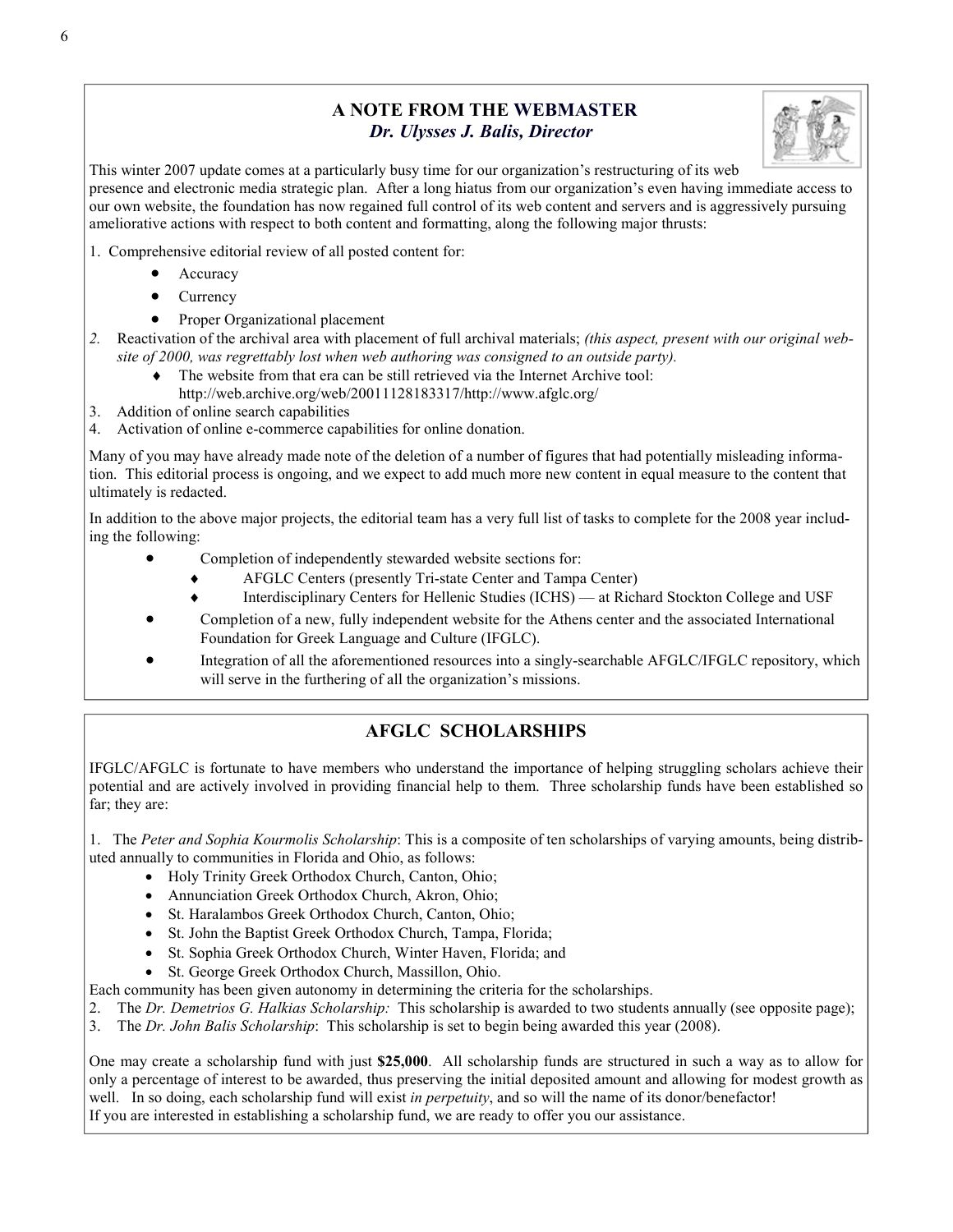## A NOTE FROM THE WEBMASTER
### *Dr. Ulysses J. Balis, Director*

This winter 2007 update comes at a particularly busy time for our organization's restructuring of its web presence and electronic media strategic plan. After a long hiatus from our organization's even having immediate access to our own website, the foundation has now regained full control of its web content and servers and is aggressively pursuing ameliorative actions with respect to both content and formatting, along the following major thrusts:

1. Comprehensive editorial review of all posted content for:
   - Accuracy
   - Currency
   - Proper Organizational placement
2. Reactivation of the archival area with placement of full archival materials; *(this aspect, present with our original website of 2000, was regrettably lost when web authoring was consigned to an outside party).*
   - The website from that era can be still retrieved via the Internet Archive tool: http://web.archive.org/web/20011128183317/http://www.afglc.org/
3. Addition of online search capabilities
4. Activation of online e-commerce capabilities for online donation.

Many of you may have already made note of the deletion of a number of figures that had potentially misleading information. This editorial process is ongoing, and we expect to add much more new content in equal measure to the content that ultimately is redacted.

In addition to the above major projects, the editorial team has a very full list of tasks to complete for the 2008 year including the following:

- Completion of independently stewarded website sections for:
  - AFGLC Centers (presently Tri-state Center and Tampa Center)
  - Interdisciplinary Centers for Hellenic Studies (ICHS) — at Richard Stockton College and USF
- Completion of a new, fully independent website for the Athens center and the associated International Foundation for Greek Language and Culture (IFGLC).
- Integration of all the aforementioned resources into a singly-searchable AFGLC/IFGLC repository, which will serve in the furthering of all the organization's missions.

## AFGLC SCHOLARSHIPS

IFGLC/AFGLC is fortunate to have members who understand the importance of helping struggling scholars achieve their potential and are actively involved in providing financial help to them. Three scholarship funds have been established so far; they are:

1. The *Peter and Sophia Kourmolis Scholarship*: This is a composite of ten scholarships of varying amounts, being distributed annually to communities in Florida and Ohio, as follows:
   - Holy Trinity Greek Orthodox Church, Canton, Ohio;
   - Annunciation Greek Orthodox Church, Akron, Ohio;
   - St. Haralambos Greek Orthodox Church, Canton, Ohio;
   - St. John the Baptist Greek Orthodox Church, Tampa, Florida;
   - St. Sophia Greek Orthodox Church, Winter Haven, Florida; and
   - St. George Greek Orthodox Church, Massillon, Ohio.

   Each community has been given autonomy in determining the criteria for the scholarships.
2. The *Dr. Demetrios G. Halkias Scholarship:* This scholarship is awarded to two students annually (see opposite page);
3. The *Dr. John Balis Scholarship*: This scholarship is set to begin being awarded this year (2008).

One may create a scholarship fund with just **$25,000**. All scholarship funds are structured in such a way as to allow for only a percentage of interest to be awarded, thus preserving the initial deposited amount and allowing for modest growth as well. In so doing, each scholarship fund will exist *in perpetuity*, and so will the name of its donor/benefactor!
If you are interested in establishing a scholarship fund, we are ready to offer you our assistance.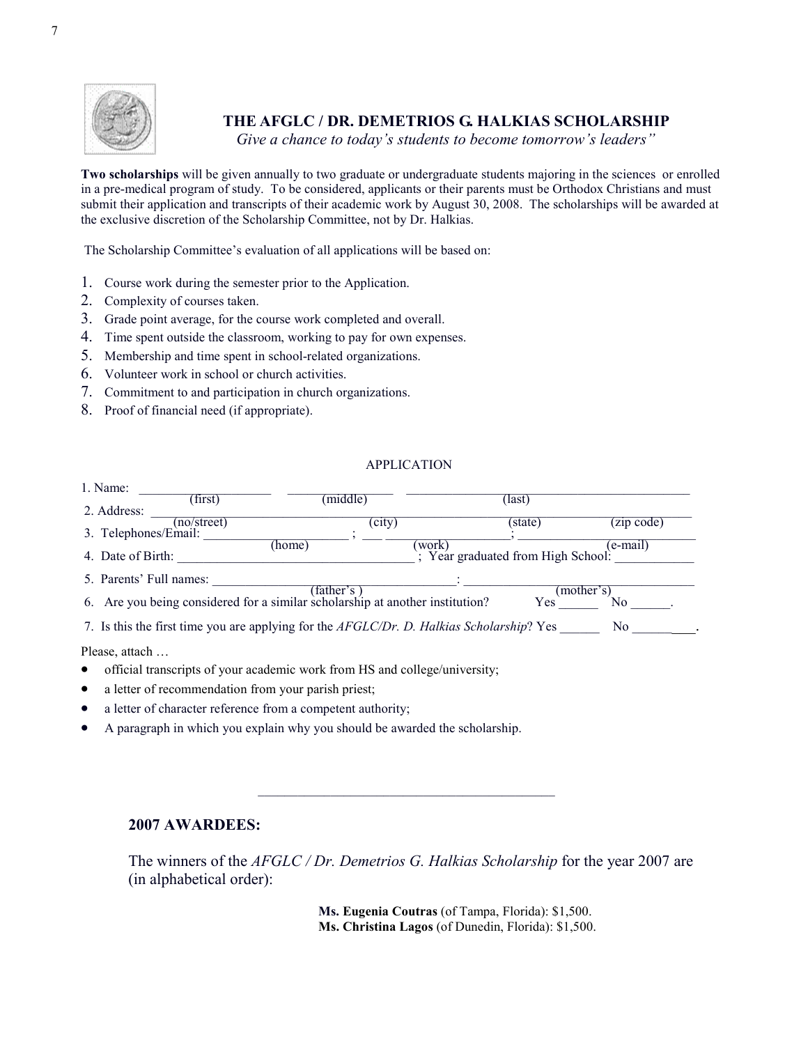## THE AFGLC / DR. DEMETRIOS G. HALKIAS SCHOLARSHIP

*Give a chance to today's students to become tomorrow's leaders"*

**Two scholarships** will be given annually to two graduate or undergraduate students majoring in the sciences or enrolled in a pre-medical program of study. To be considered, applicants or their parents must be Orthodox Christians and must submit their application and transcripts of their academic work by August 30, 2008. The scholarships will be awarded at the exclusive discretion of the Scholarship Committee, not by Dr. Halkias.

The Scholarship Committee's evaluation of all applications will be based on:

1. Course work during the semester prior to the Application.
2. Complexity of courses taken.
3. Grade point average, for the course work completed and overall.
4. Time spent outside the classroom, working to pay for own expenses.
5. Membership and time spent in school-related organizations.
6. Volunteer work in school or church activities.
7. Commitment to and participation in church organizations.
8. Proof of financial need (if appropriate).

APPLICATION

1. Name: ___________________ (first) ________________ (middle) ____________________________________________ (last)
2. Address: ____________________ (no/street) ____________ (city) ____________ (state) ____________ (zip code)
3. Telephones/Email: ______________________ (home) ; ___ __________________ (work) ; ________________________ (e-mail)
4. Date of Birth: ____________________________________ ; Year graduated from High School: ____________
5. Parents' Full names: ______________________________________ (father's ) : ______________________________________ (mother's)
6. Are you being considered for a similar scholarship at another institution? Yes ______ No ______.
7. Is this the first time you are applying for the *AFGLC/Dr. D. Halkias Scholarship*? Yes ______ No __________.

Please, attach …

- official transcripts of your academic work from HS and college/university;
- a letter of recommendation from your parish priest;
- a letter of character reference from a competent authority;
- A paragraph in which you explain why you should be awarded the scholarship.

---

### 2007 AWARDEES:

The winners of the *AFGLC / Dr. Demetrios G. Halkias Scholarship* for the year 2007 are (in alphabetical order):

**Ms. Eugenia Coutras** (of Tampa, Florida): $1,500.
**Ms. Christina Lagos** (of Dunedin, Florida): $1,500.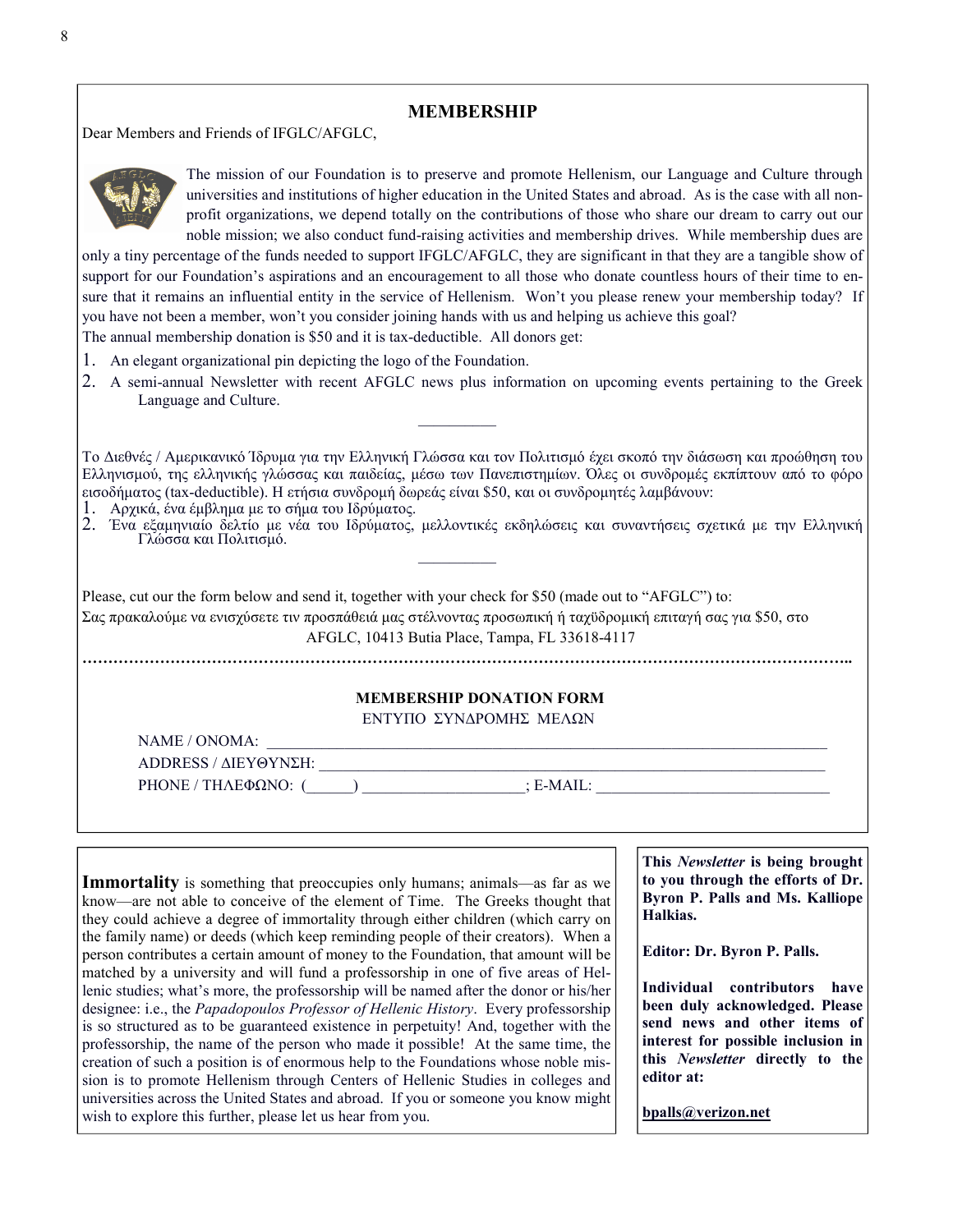## MEMBERSHIP

Dear Members and Friends of IFGLC/AFGLC,

The mission of our Foundation is to preserve and promote Hellenism, our Language and Culture through universities and institutions of higher education in the United States and abroad. As is the case with all non-profit organizations, we depend totally on the contributions of those who share our dream to carry out our noble mission; we also conduct fund-raising activities and membership drives. While membership dues are only a tiny percentage of the funds needed to support IFGLC/AFGLC, they are significant in that they are a tangible show of support for our Foundation's aspirations and an encouragement to all those who donate countless hours of their time to ensure that it remains an influential entity in the service of Hellenism. Won't you please renew your membership today? If you have not been a member, won't you consider joining hands with us and helping us achieve this goal?

The annual membership donation is $50 and it is tax-deductible. All donors get:

1. An elegant organizational pin depicting the logo of the Foundation.
2. A semi-annual Newsletter with recent AFGLC news plus information on upcoming events pertaining to the Greek Language and Culture.

__________

Το Διεθνές / Αμερικανικό Ίδρυμα για την Ελληνική Γλώσσα και τον Πολιτισμό έχει σκοπό την διάσωση και προώθηση του Ελληνισμού, της ελληνικής γλώσσας και παιδείας, μέσω των Πανεπιστημίων. Όλες οι συνδρομές εκπίπτουν από το φόρο εισοδήματος (tax-deductible). Η ετήσια συνδρομή δωρεάς είναι $50, και οι συνδρομητές λαμβάνουν:

1. Αρχικά, ένα έμβλημα με το σήμα του Ιδρύματος.
2. Ένα εξαμηνιαίο δελτίο με νέα του Ιδρύματος, μελλοντικές εκδηλώσεις και συναντήσεις σχετικά με την Ελληνική Γλώσσα και Πολιτισμό.

__________

Please, cut our the form below and send it, together with your check for $50 (made out to "AFGLC") to:

Σας πρακαλούμε να ενισχύσετε τιν προσπάθειά μας στέλνοντας προσωπική ή ταχϋδρομική επιταγή σας για $50, στο

AFGLC, 10413 Butia Place, Tampa, FL 33618-4117

…………………………………………………………………………………………………………………………..

**MEMBERSHIP DONATION FORM**

ΕΝΤΥΠΟ ΣΥΝΔΡΟΜΗΣ ΜΕΛΩΝ

NAME / ΟΝΟΜΑ: ____________________________________________________________

ADDRESS / ΔΙΕΥΘΥΝΣΗ: ______________________________________________________

PHONE / ΤΗΛΕΦΩΝΟ: (______) ____________________; E-MAIL: ____________________________

**Immortality** is something that preoccupies only humans; animals—as far as we know—are not able to conceive of the element of Time. The Greeks thought that they could achieve a degree of immortality through either children (which carry on the family name) or deeds (which keep reminding people of their creators). When a person contributes a certain amount of money to the Foundation, that amount will be matched by a university and will fund a professorship in one of five areas of Hellenic studies; what's more, the professorship will be named after the donor or his/her designee: i.e., the *Papadopoulos Professor of Hellenic History*. Every professorship is so structured as to be guaranteed existence in perpetuity! And, together with the professorship, the name of the person who made it possible! At the same time, the creation of such a position is of enormous help to the Foundations whose noble mission is to promote Hellenism through Centers of Hellenic Studies in colleges and universities across the United States and abroad. If you or someone you know might wish to explore this further, please let us hear from you.

**This *Newsletter* is being brought to you through the efforts of Dr. Byron P. Palls and Ms. Kalliope Halkias.**

**Editor: Dr. Byron P. Palls.**

**Individual contributors have been duly acknowledged. Please send news and other items of interest for possible inclusion in this *Newsletter* directly to the editor at:**

**bpalls@verizon.net**